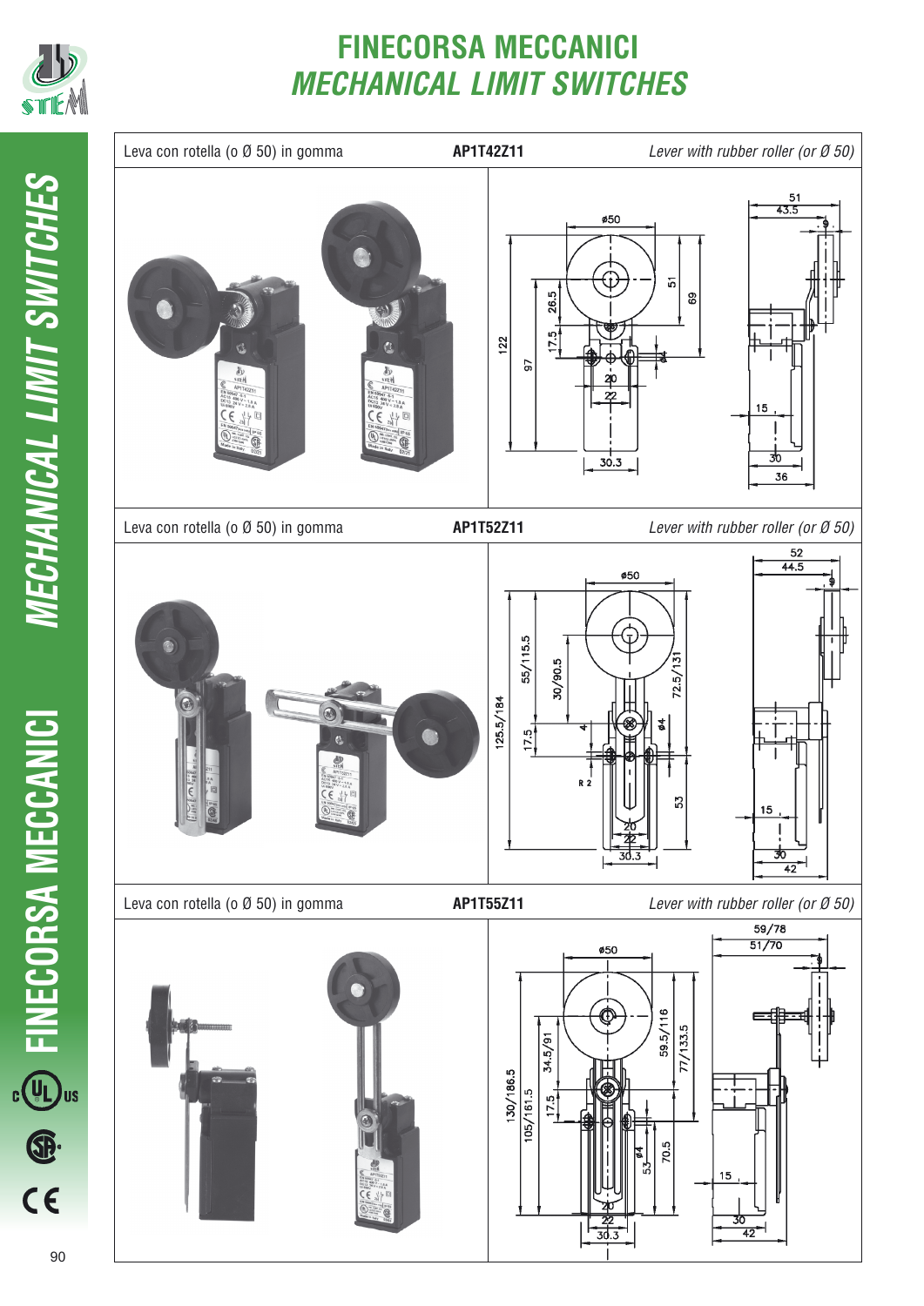# FINECORSA MECCANICI
## *MECHANICAL LIMIT SWITCHES*

| Leva con rotella (o Ø 50) in gomma | **AP1T42Z11** | *Lever with rubber roller (or Ø 50)* |
|---|---|---|

| Leva con rotella (o Ø 50) in gomma | **AP1T52Z11** | *Lever with rubber roller (or Ø 50)* |
|---|---|---|

| Leva con rotella (o Ø 50) in gomma | **AP1T55Z11** | *Lever with rubber roller (or Ø 50)* |
|---|---|---|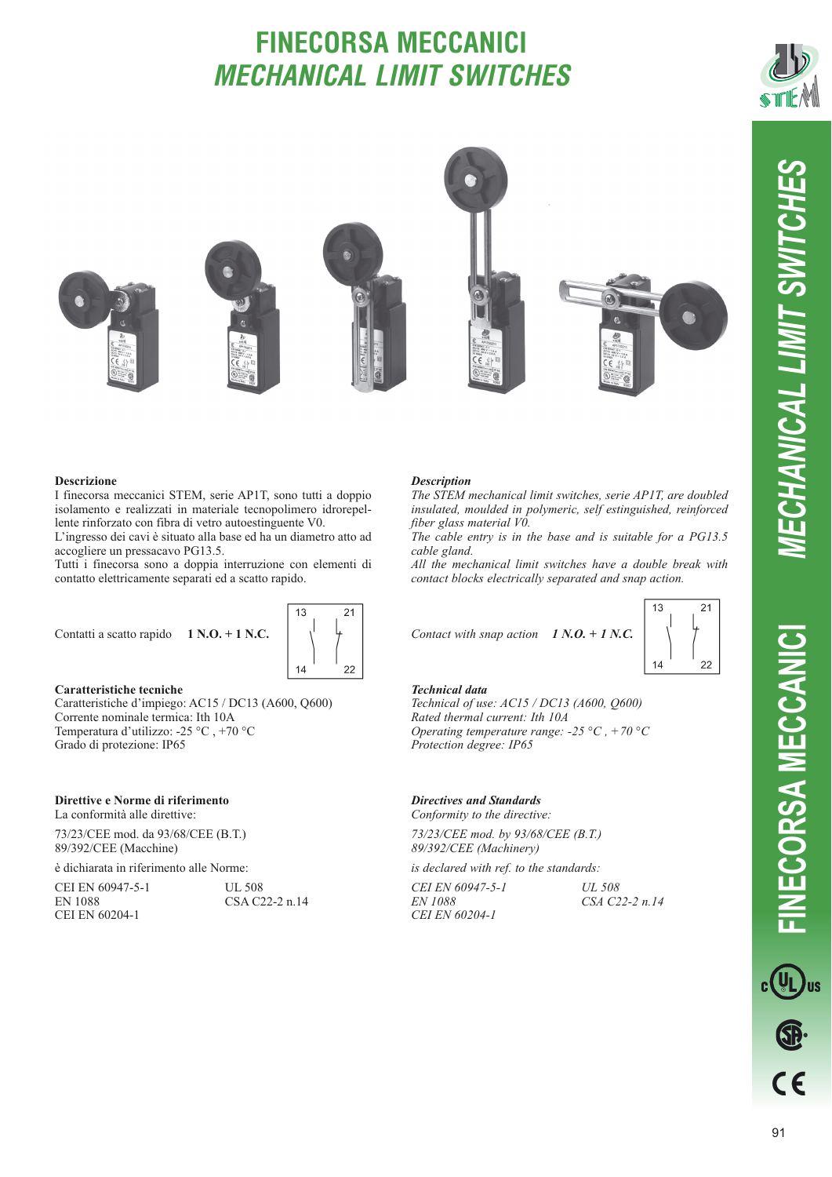# FINECORSA MECCANICI
## *MECHANICAL LIMIT SWITCHES*

**Descrizione**

I finecorsa meccanici STEM, serie AP1T, sono tutti a doppio isolamento e realizzati in materiale tecnopolimero idrorepellente rinforzato con fibra di vetro autoestinguente V0.

L'ingresso dei cavi è situato alla base ed ha un diametro atto ad accogliere un pressacavo PG13.5.

Tutti i finecorsa sono a doppia interruzione con elementi di contatto elettricamente separati ed a scatto rapido.

Contatti a scatto rapido **1 N.O. + 1 N.C.**

13 21
14 22

**Caratteristiche tecniche**

Caratteristiche d'impiego: AC15 / DC13 (A600, Q600)
Corrente nominale termica: Ith 10A
Temperatura d'utilizzo: -25 °C , +70 °C
Grado di protezione: IP65

**Direttive e Norme di riferimento**

La conformità alle direttive:

73/23/CEE mod. da 93/68/CEE (B.T.)
89/392/CEE (Macchine)

è dichiarata in riferimento alle Norme:

CEI EN 60947-5-1
EN 1088
CEI EN 60204-1
UL 508
CSA C22-2 n.14

***Description***

*The STEM mechanical limit switches, serie AP1T, are doubled insulated, moulded in polymeric, self estinguished, reinforced fiber glass material V0.*

*The cable entry is in the base and is suitable for a PG13.5 cable gland.*

*All the mechanical limit switches have a double break with contact blocks electrically separated and snap action.*

*Contact with snap action* ***1 N.O. + 1 N.C.***

13 21
14 22

***Technical data***

*Technical of use: AC15 / DC13 (A600, Q600)*
*Rated thermal current: Ith 10A*
*Operating temperature range: -25 °C , +70 °C*
*Protection degree: IP65*

***Directives and Standards***

*Conformity to the directive:*

*73/23/CEE mod. by 93/68/CEE (B.T.)*
*89/392/CEE (Machinery)*

*is declared with ref. to the standards:*

*CEI EN 60947-5-1*
*EN 1088*
*CEI EN 60204-1*
*UL 508*
*CSA C22-2 n.14*